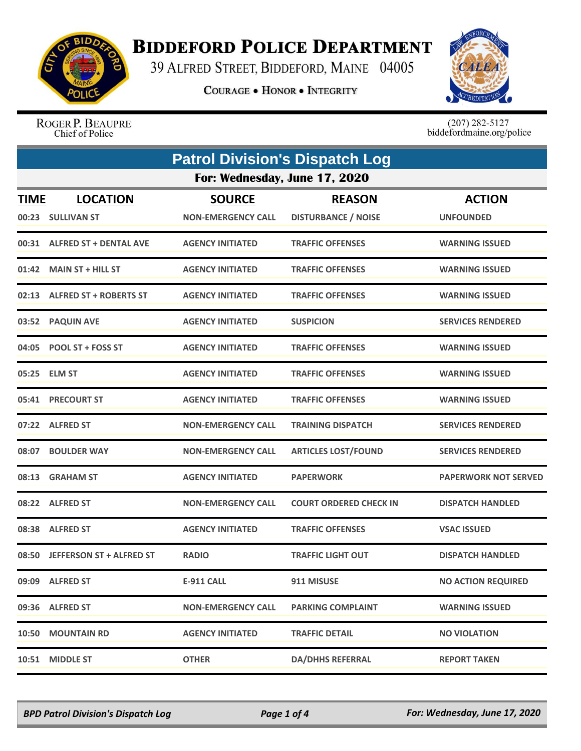# BIDDEFORD POLICE DEPARTMENT

39 ALFRED STREET, BIDDEFORD, MAINE 04005

COURAGE • HONOR • INTEGRITY

ROGER P. BEAUPRE
Chief of Police

(207) 282-5127
biddefordmaine.org/police

## Patrol Division's Dispatch Log

### For: Wednesday, June 17, 2020

| TIME | LOCATION | SOURCE | REASON | ACTION |
|---|---|---|---|---|
| 00:23 | SULLIVAN ST | NON-EMERGENCY CALL | DISTURBANCE / NOISE | UNFOUNDED |
| 00:31 | ALFRED ST + DENTAL AVE | AGENCY INITIATED | TRAFFIC OFFENSES | WARNING ISSUED |
| 01:42 | MAIN ST + HILL ST | AGENCY INITIATED | TRAFFIC OFFENSES | WARNING ISSUED |
| 02:13 | ALFRED ST + ROBERTS ST | AGENCY INITIATED | TRAFFIC OFFENSES | WARNING ISSUED |
| 03:52 | PAQUIN AVE | AGENCY INITIATED | SUSPICION | SERVICES RENDERED |
| 04:05 | POOL ST + FOSS ST | AGENCY INITIATED | TRAFFIC OFFENSES | WARNING ISSUED |
| 05:25 | ELM ST | AGENCY INITIATED | TRAFFIC OFFENSES | WARNING ISSUED |
| 05:41 | PRECOURT ST | AGENCY INITIATED | TRAFFIC OFFENSES | WARNING ISSUED |
| 07:22 | ALFRED ST | NON-EMERGENCY CALL | TRAINING DISPATCH | SERVICES RENDERED |
| 08:07 | BOULDER WAY | NON-EMERGENCY CALL | ARTICLES LOST/FOUND | SERVICES RENDERED |
| 08:13 | GRAHAM ST | AGENCY INITIATED | PAPERWORK | PAPERWORK NOT SERVED |
| 08:22 | ALFRED ST | NON-EMERGENCY CALL | COURT ORDERED CHECK IN | DISPATCH HANDLED |
| 08:38 | ALFRED ST | AGENCY INITIATED | TRAFFIC OFFENSES | VSAC ISSUED |
| 08:50 | JEFFERSON ST + ALFRED ST | RADIO | TRAFFIC LIGHT OUT | DISPATCH HANDLED |
| 09:09 | ALFRED ST | E-911 CALL | 911 MISUSE | NO ACTION REQUIRED |
| 09:36 | ALFRED ST | NON-EMERGENCY CALL | PARKING COMPLAINT | WARNING ISSUED |
| 10:50 | MOUNTAIN RD | AGENCY INITIATED | TRAFFIC DETAIL | NO VIOLATION |
| 10:51 | MIDDLE ST | OTHER | DA/DHHS REFERRAL | REPORT TAKEN |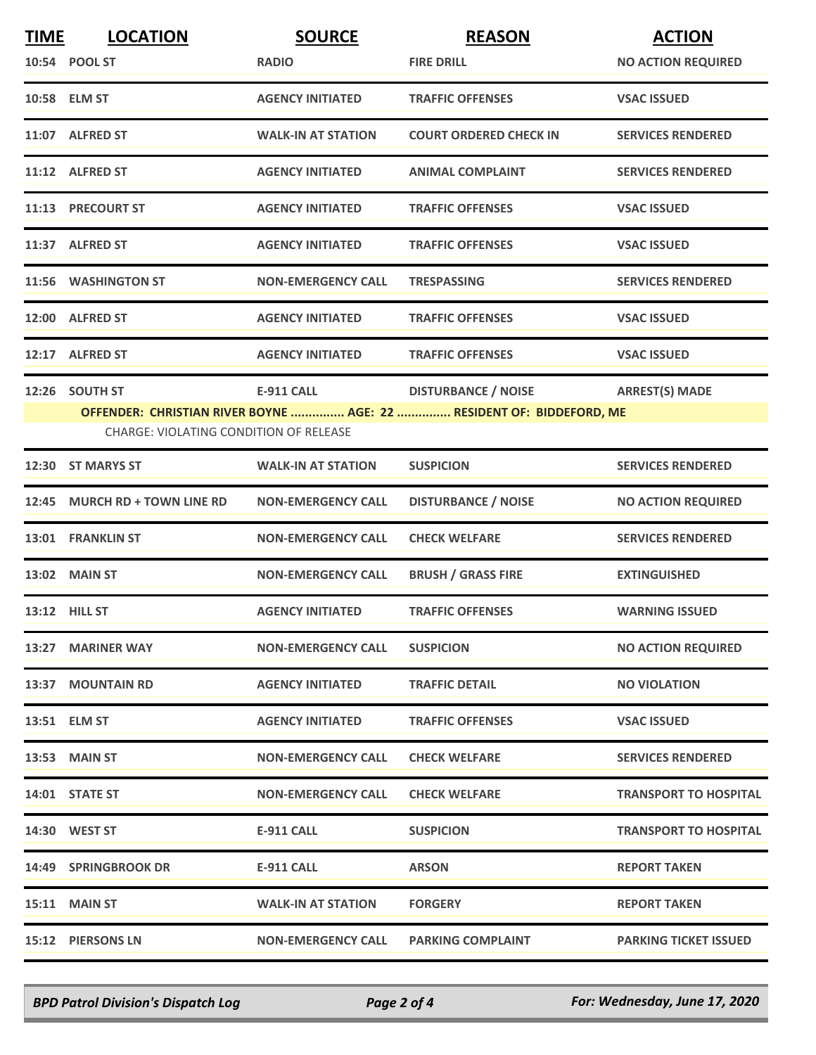| TIME | LOCATION | SOURCE | REASON | ACTION |
| --- | --- | --- | --- | --- |
| 10:54 | POOL ST | RADIO | FIRE DRILL | NO ACTION REQUIRED |
| 10:58 | ELM ST | AGENCY INITIATED | TRAFFIC OFFENSES | VSAC ISSUED |
| 11:07 | ALFRED ST | WALK-IN AT STATION | COURT ORDERED CHECK IN | SERVICES RENDERED |
| 11:12 | ALFRED ST | AGENCY INITIATED | ANIMAL COMPLAINT | SERVICES RENDERED |
| 11:13 | PRECOURT ST | AGENCY INITIATED | TRAFFIC OFFENSES | VSAC ISSUED |
| 11:37 | ALFRED ST | AGENCY INITIATED | TRAFFIC OFFENSES | VSAC ISSUED |
| 11:56 | WASHINGTON ST | NON-EMERGENCY CALL | TRESPASSING | SERVICES RENDERED |
| 12:00 | ALFRED ST | AGENCY INITIATED | TRAFFIC OFFENSES | VSAC ISSUED |
| 12:17 | ALFRED ST | AGENCY INITIATED | TRAFFIC OFFENSES | VSAC ISSUED |
| 12:26 | SOUTH ST | E-911 CALL | DISTURBANCE / NOISE | ARREST(S) MADE |

**OFFENDER: CHRISTIAN RIVER BOYNE ............... AGE: 22 ............... RESIDENT OF: BIDDEFORD, ME**

CHARGE: VIOLATING CONDITION OF RELEASE

| TIME | LOCATION | SOURCE | REASON | ACTION |
| --- | --- | --- | --- | --- |
| 12:30 | ST MARYS ST | WALK-IN AT STATION | SUSPICION | SERVICES RENDERED |
| 12:45 | MURCH RD + TOWN LINE RD | NON-EMERGENCY CALL | DISTURBANCE / NOISE | NO ACTION REQUIRED |
| 13:01 | FRANKLIN ST | NON-EMERGENCY CALL | CHECK WELFARE | SERVICES RENDERED |
| 13:02 | MAIN ST | NON-EMERGENCY CALL | BRUSH / GRASS FIRE | EXTINGUISHED |
| 13:12 | HILL ST | AGENCY INITIATED | TRAFFIC OFFENSES | WARNING ISSUED |
| 13:27 | MARINER WAY | NON-EMERGENCY CALL | SUSPICION | NO ACTION REQUIRED |
| 13:37 | MOUNTAIN RD | AGENCY INITIATED | TRAFFIC DETAIL | NO VIOLATION |
| 13:51 | ELM ST | AGENCY INITIATED | TRAFFIC OFFENSES | VSAC ISSUED |
| 13:53 | MAIN ST | NON-EMERGENCY CALL | CHECK WELFARE | SERVICES RENDERED |
| 14:01 | STATE ST | NON-EMERGENCY CALL | CHECK WELFARE | TRANSPORT TO HOSPITAL |
| 14:30 | WEST ST | E-911 CALL | SUSPICION | TRANSPORT TO HOSPITAL |
| 14:49 | SPRINGBROOK DR | E-911 CALL | ARSON | REPORT TAKEN |
| 15:11 | MAIN ST | WALK-IN AT STATION | FORGERY | REPORT TAKEN |
| 15:12 | PIERSONS LN | NON-EMERGENCY CALL | PARKING COMPLAINT | PARKING TICKET ISSUED |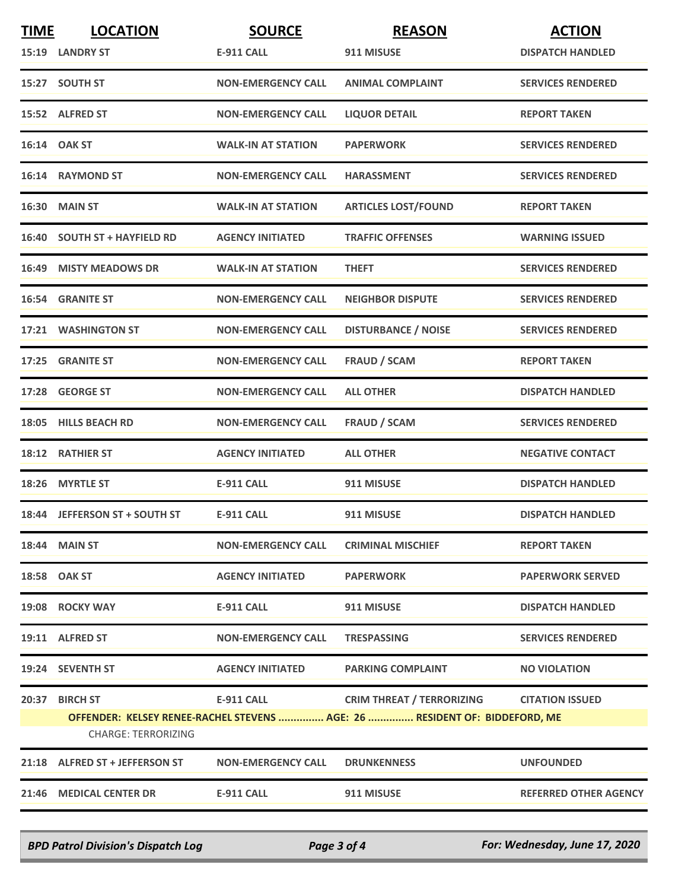| TIME | LOCATION | SOURCE | REASON | ACTION |
| --- | --- | --- | --- | --- |
| 15:19 | LANDRY ST | E-911 CALL | 911 MISUSE | DISPATCH HANDLED |
| 15:27 | SOUTH ST | NON-EMERGENCY CALL | ANIMAL COMPLAINT | SERVICES RENDERED |
| 15:52 | ALFRED ST | NON-EMERGENCY CALL | LIQUOR DETAIL | REPORT TAKEN |
| 16:14 | OAK ST | WALK-IN AT STATION | PAPERWORK | SERVICES RENDERED |
| 16:14 | RAYMOND ST | NON-EMERGENCY CALL | HARASSMENT | SERVICES RENDERED |
| 16:30 | MAIN ST | WALK-IN AT STATION | ARTICLES LOST/FOUND | REPORT TAKEN |
| 16:40 | SOUTH ST + HAYFIELD RD | AGENCY INITIATED | TRAFFIC OFFENSES | WARNING ISSUED |
| 16:49 | MISTY MEADOWS DR | WALK-IN AT STATION | THEFT | SERVICES RENDERED |
| 16:54 | GRANITE ST | NON-EMERGENCY CALL | NEIGHBOR DISPUTE | SERVICES RENDERED |
| 17:21 | WASHINGTON ST | NON-EMERGENCY CALL | DISTURBANCE / NOISE | SERVICES RENDERED |
| 17:25 | GRANITE ST | NON-EMERGENCY CALL | FRAUD / SCAM | REPORT TAKEN |
| 17:28 | GEORGE ST | NON-EMERGENCY CALL | ALL OTHER | DISPATCH HANDLED |
| 18:05 | HILLS BEACH RD | NON-EMERGENCY CALL | FRAUD / SCAM | SERVICES RENDERED |
| 18:12 | RATHIER ST | AGENCY INITIATED | ALL OTHER | NEGATIVE CONTACT |
| 18:26 | MYRTLE ST | E-911 CALL | 911 MISUSE | DISPATCH HANDLED |
| 18:44 | JEFFERSON ST + SOUTH ST | E-911 CALL | 911 MISUSE | DISPATCH HANDLED |
| 18:44 | MAIN ST | NON-EMERGENCY CALL | CRIMINAL MISCHIEF | REPORT TAKEN |
| 18:58 | OAK ST | AGENCY INITIATED | PAPERWORK | PAPERWORK SERVED |
| 19:08 | ROCKY WAY | E-911 CALL | 911 MISUSE | DISPATCH HANDLED |
| 19:11 | ALFRED ST | NON-EMERGENCY CALL | TRESPASSING | SERVICES RENDERED |
| 19:24 | SEVENTH ST | AGENCY INITIATED | PARKING COMPLAINT | NO VIOLATION |
| 20:37 | BIRCH ST | E-911 CALL | CRIM THREAT / TERRORIZING | CITATION ISSUED |
| | OFFENDER: KELSEY RENEE-RACHEL STEVENS ............... AGE: 26 ............... RESIDENT OF: BIDDEFORD, ME | | | |
| | CHARGE: TERRORIZING | | | |
| 21:18 | ALFRED ST + JEFFERSON ST | NON-EMERGENCY CALL | DRUNKENNESS | UNFOUNDED |
| 21:46 | MEDICAL CENTER DR | E-911 CALL | 911 MISUSE | REFERRED OTHER AGENCY |

*BPD Patrol Division's Dispatch Log* — *For: Wednesday, June 17, 2020*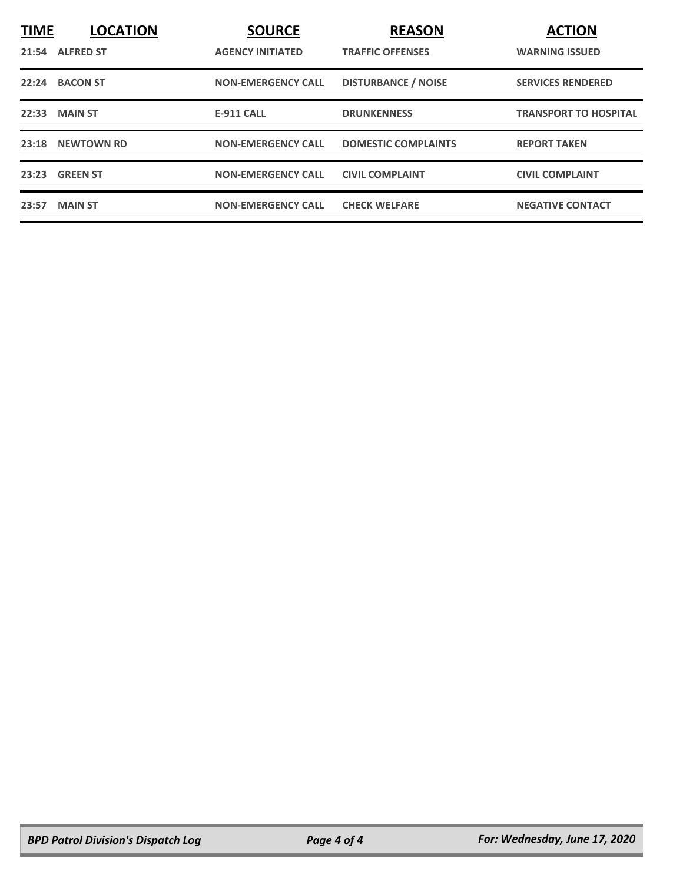| TIME | LOCATION | SOURCE | REASON | ACTION |
| --- | --- | --- | --- | --- |
| 21:54 | ALFRED ST | AGENCY INITIATED | TRAFFIC OFFENSES | WARNING ISSUED |
| 22:24 | BACON ST | NON-EMERGENCY CALL | DISTURBANCE / NOISE | SERVICES RENDERED |
| 22:33 | MAIN ST | E-911 CALL | DRUNKENNESS | TRANSPORT TO HOSPITAL |
| 23:18 | NEWTOWN RD | NON-EMERGENCY CALL | DOMESTIC COMPLAINTS | REPORT TAKEN |
| 23:23 | GREEN ST | NON-EMERGENCY CALL | CIVIL COMPLAINT | CIVIL COMPLAINT |
| 23:57 | MAIN ST | NON-EMERGENCY CALL | CHECK WELFARE | NEGATIVE CONTACT |